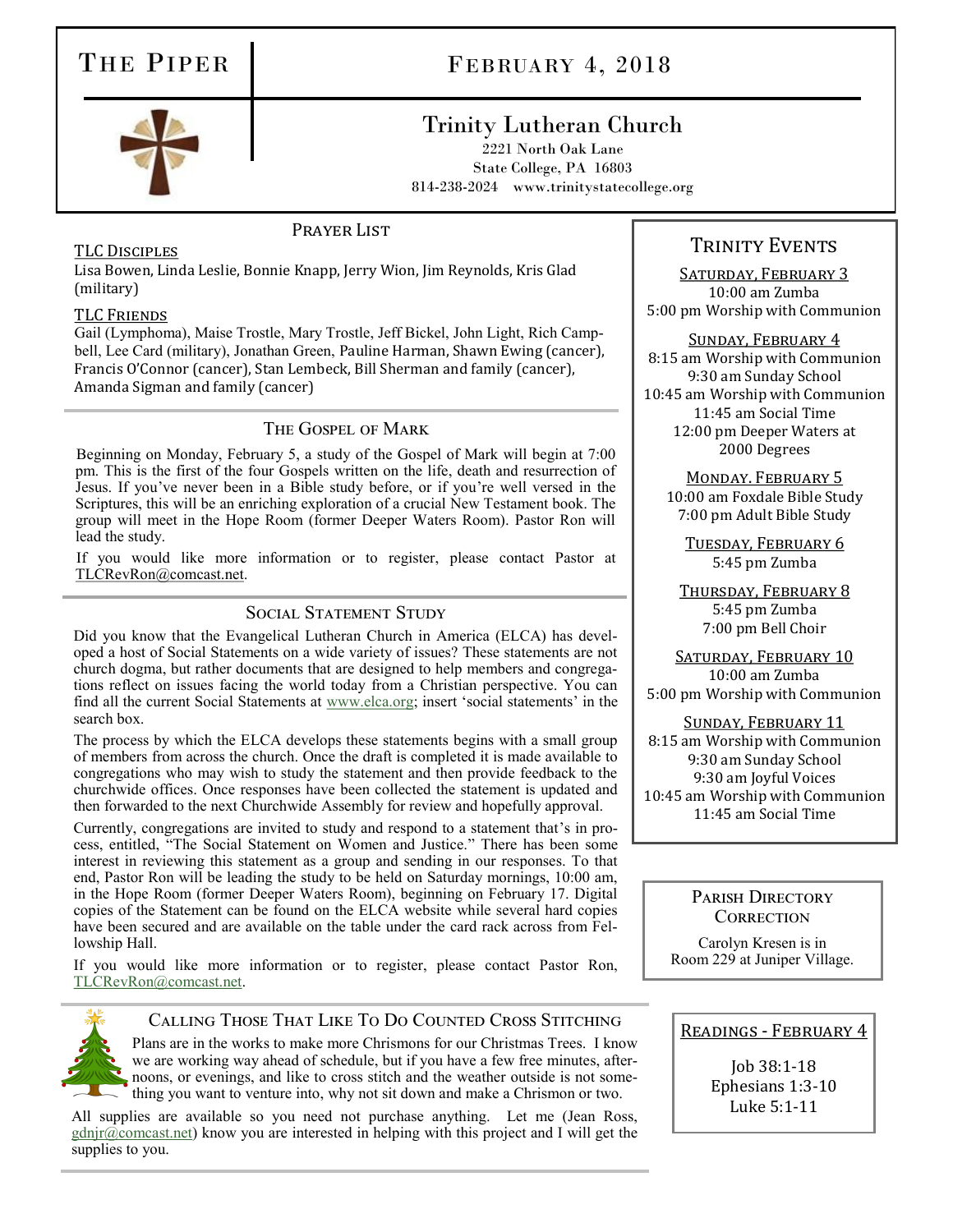# The Piper

## February 4, 2018

## Trinity Lutheran Church

2221 North Oak Lane
State College, PA 16803
814-238-2024 www.trinitystatecollege.org

### Prayer List

**TLC Disciples**

Lisa Bowen, Linda Leslie, Bonnie Knapp, Jerry Wion, Jim Reynolds, Kris Glad (military)

**TLC Friends**

Gail (Lymphoma), Maise Trostle, Mary Trostle, Jeff Bickel, John Light, Rich Campbell, Lee Card (military), Jonathan Green, Pauline Harman, Shawn Ewing (cancer), Francis O'Connor (cancer), Stan Lembeck, Bill Sherman and family (cancer), Amanda Sigman and family (cancer)

### The Gospel of Mark

Beginning on Monday, February 5, a study of the Gospel of Mark will begin at 7:00 pm. This is the first of the four Gospels written on the life, death and resurrection of Jesus. If you've never been in a Bible study before, or if you're well versed in the Scriptures, this will be an enriching exploration of a crucial New Testament book. The group will meet in the Hope Room (former Deeper Waters Room). Pastor Ron will lead the study.

If you would like more information or to register, please contact Pastor at TLCRevRon@comcast.net.

### Social Statement Study

Did you know that the Evangelical Lutheran Church in America (ELCA) has developed a host of Social Statements on a wide variety of issues? These statements are not church dogma, but rather documents that are designed to help members and congregations reflect on issues facing the world today from a Christian perspective. You can find all the current Social Statements at www.elca.org; insert 'social statements' in the search box.

The process by which the ELCA develops these statements begins with a small group of members from across the church. Once the draft is completed it is made available to congregations who may wish to study the statement and then provide feedback to the churchwide offices. Once responses have been collected the statement is updated and then forwarded to the next Churchwide Assembly for review and hopefully approval.

Currently, congregations are invited to study and respond to a statement that's in process, entitled, "The Social Statement on Women and Justice." There has been some interest in reviewing this statement as a group and sending in our responses. To that end, Pastor Ron will be leading the study to be held on Saturday mornings, 10:00 am, in the Hope Room (former Deeper Waters Room), beginning on February 17. Digital copies of the Statement can be found on the ELCA website while several hard copies have been secured and are available on the table under the card rack across from Fellowship Hall.

If you would like more information or to register, please contact Pastor Ron, TLCRevRon@comcast.net.

### Calling Those That Like To Do Counted Cross Stitching

Plans are in the works to make more Chrismons for our Christmas Trees. I know we are working way ahead of schedule, but if you have a few free minutes, afternoons, or evenings, and like to cross stitch and the weather outside is not something you want to venture into, why not sit down and make a Chrismon or two.

All supplies are available so you need not purchase anything. Let me (Jean Ross, gdnjr@comcast.net) know you are interested in helping with this project and I will get the supplies to you.

### Trinity Events

**Saturday, February 3**
10:00 am Zumba
5:00 pm Worship with Communion

**Sunday, February 4**
8:15 am Worship with Communion
9:30 am Sunday School
10:45 am Worship with Communion
11:45 am Social Time
12:00 pm Deeper Waters at 2000 Degrees

**Monday. February 5**
10:00 am Foxdale Bible Study
7:00 pm Adult Bible Study

**Tuesday, February 6**
5:45 pm Zumba

**Thursday, February 8**
5:45 pm Zumba
7:00 pm Bell Choir

**Saturday, February 10**
10:00 am Zumba
5:00 pm Worship with Communion

**Sunday, February 11**
8:15 am Worship with Communion
9:30 am Sunday School
9:30 am Joyful Voices
10:45 am Worship with Communion
11:45 am Social Time

### Parish Directory Correction

Carolyn Kresen is in Room 229 at Juniper Village.

### Readings - February 4

Job 38:1-18
Ephesians 1:3-10
Luke 5:1-11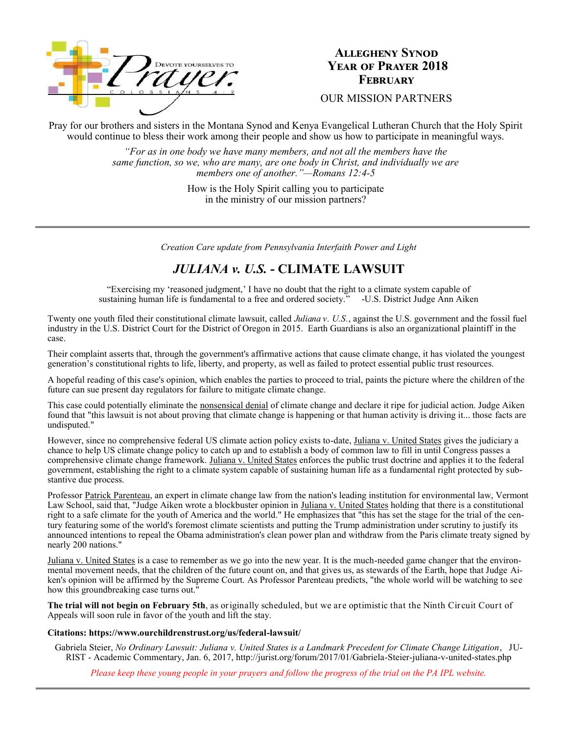Devote yourselves to *Prayer.* Colossians 4:2

## Allegheny Synod Year of Prayer 2018 February

OUR MISSION PARTNERS

Pray for our brothers and sisters in the Montana Synod and Kenya Evangelical Lutheran Church that the Holy Spirit would continue to bless their work among their people and show us how to participate in meaningful ways.

*"For as in one body we have many members, and not all the members have the same function, so we, who are many, are one body in Christ, and individually we are members one of another."—Romans 12:4-5*

How is the Holy Spirit calling you to participate in the ministry of our mission partners?

---

*Creation Care update from Pennsylvania Interfaith Power and Light*

## *JULIANA v. U.S.* - CLIMATE LAWSUIT

"Exercising my 'reasoned judgment,' I have no doubt that the right to a climate system capable of sustaining human life is fundamental to a free and ordered society." -U.S. District Judge Ann Aiken

Twenty one youth filed their constitutional climate lawsuit, called *Juliana v. U.S.*, against the U.S. government and the fossil fuel industry in the U.S. District Court for the District of Oregon in 2015. Earth Guardians is also an organizational plaintiff in the case.

Their complaint asserts that, through the government's affirmative actions that cause climate change, it has violated the youngest generation's constitutional rights to life, liberty, and property, as well as failed to protect essential public trust resources.

A hopeful reading of this case's opinion, which enables the parties to proceed to trial, paints the picture where the children of the future can sue present day regulators for failure to mitigate climate change.

This case could potentially eliminate the nonsensical denial of climate change and declare it ripe for judicial action. Judge Aiken found that "this lawsuit is not about proving that climate change is happening or that human activity is driving it... those facts are undisputed."

However, since no comprehensive federal US climate action policy exists to-date, Juliana v. United States gives the judiciary a chance to help US climate change policy to catch up and to establish a body of common law to fill in until Congress passes a comprehensive climate change framework. Juliana v. United States enforces the public trust doctrine and applies it to the federal government, establishing the right to a climate system capable of sustaining human life as a fundamental right protected by substantive due process.

Professor Patrick Parenteau, an expert in climate change law from the nation's leading institution for environmental law, Vermont Law School, said that, "Judge Aiken wrote a blockbuster opinion in Juliana v. United States holding that there is a constitutional right to a safe climate for the youth of America and the world." He emphasizes that "this has set the stage for the trial of the century featuring some of the world's foremost climate scientists and putting the Trump administration under scrutiny to justify its announced intentions to repeal the Obama administration's clean power plan and withdraw from the Paris climate treaty signed by nearly 200 nations."

Juliana v. United States is a case to remember as we go into the new year. It is the much-needed game changer that the environmental movement needs, that the children of the future count on, and that gives us, as stewards of the Earth, hope that Judge Aiken's opinion will be affirmed by the Supreme Court. As Professor Parenteau predicts, "the whole world will be watching to see how this groundbreaking case turns out."

**The trial will not begin on February 5th**, as originally scheduled, but we are optimistic that the Ninth Circuit Court of Appeals will soon rule in favor of the youth and lift the stay.

**Citations: https://www.ourchildrenstrust.org/us/federal-lawsuit/**

Gabriela Steier, *No Ordinary Lawsuit: Juliana v. United States is a Landmark Precedent for Climate Change Litigation*, JURIST - Academic Commentary, Jan. 6, 2017, http://jurist.org/forum/2017/01/Gabriela-Steier-juliana-v-united-states.php

*Please keep these young people in your prayers and follow the progress of the trial on the PA IPL website.*